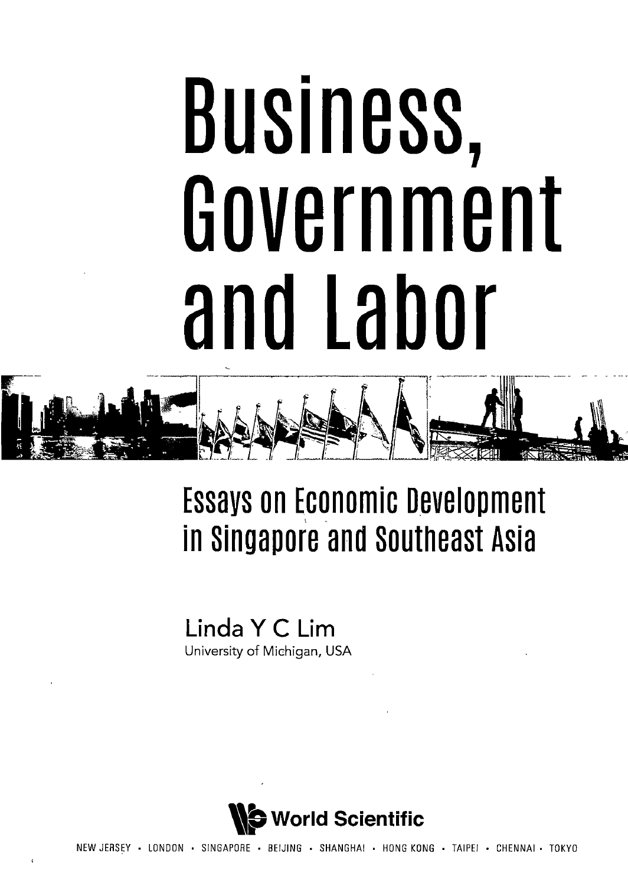# Business, Government and Labor

## Essays on Economic Development in Singapore and Southeast Asia

Linda Y C Lim

University of Michigan, USA

World Scientific

NEW JERSEY • LONDON • SINGAPORE • BEIJING • SHANGHAI • HONG KONG • TAIPEI • CHENNAI • TOKYO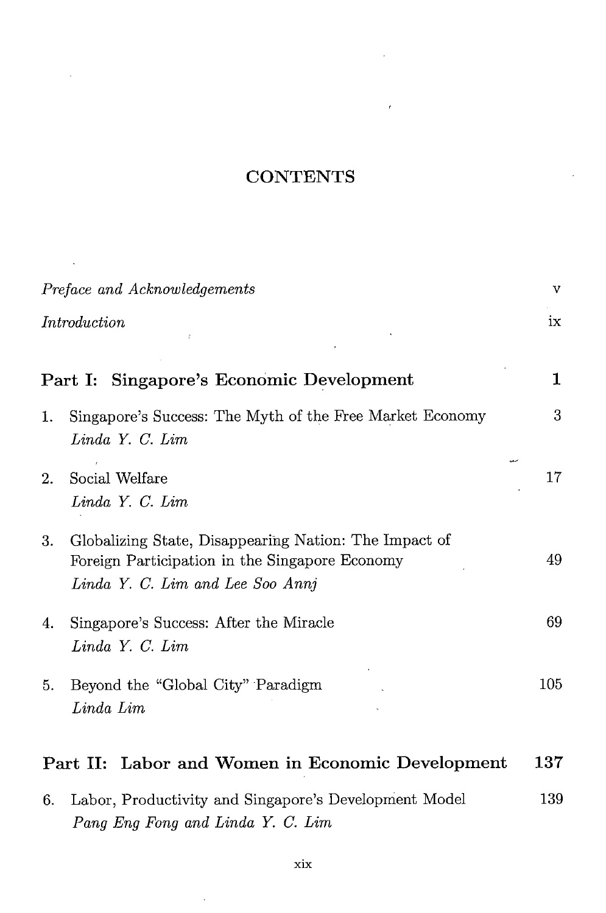# CONTENTS

*Preface and Acknowledgements* v

*Introduction* ix

## Part I: Singapore's Economic Development 1

1. Singapore's Success: The Myth of the Free Market Economy 3
   *Linda Y. C. Lim*

2. Social Welfare 17
   *Linda Y. C. Lim*

3. Globalizing State, Disappearing Nation: The Impact of Foreign Participation in the Singapore Economy 49
   *Linda Y. C. Lim and Lee Soo Annj*

4. Singapore's Success: After the Miracle 69
   *Linda Y. C. Lim*

5. Beyond the "Global City" Paradigm 105
   *Linda Lim*

## Part II: Labor and Women in Economic Development 137

6. Labor, Productivity and Singapore's Development Model 139
   *Pang Eng Fong and Linda Y. C. Lim*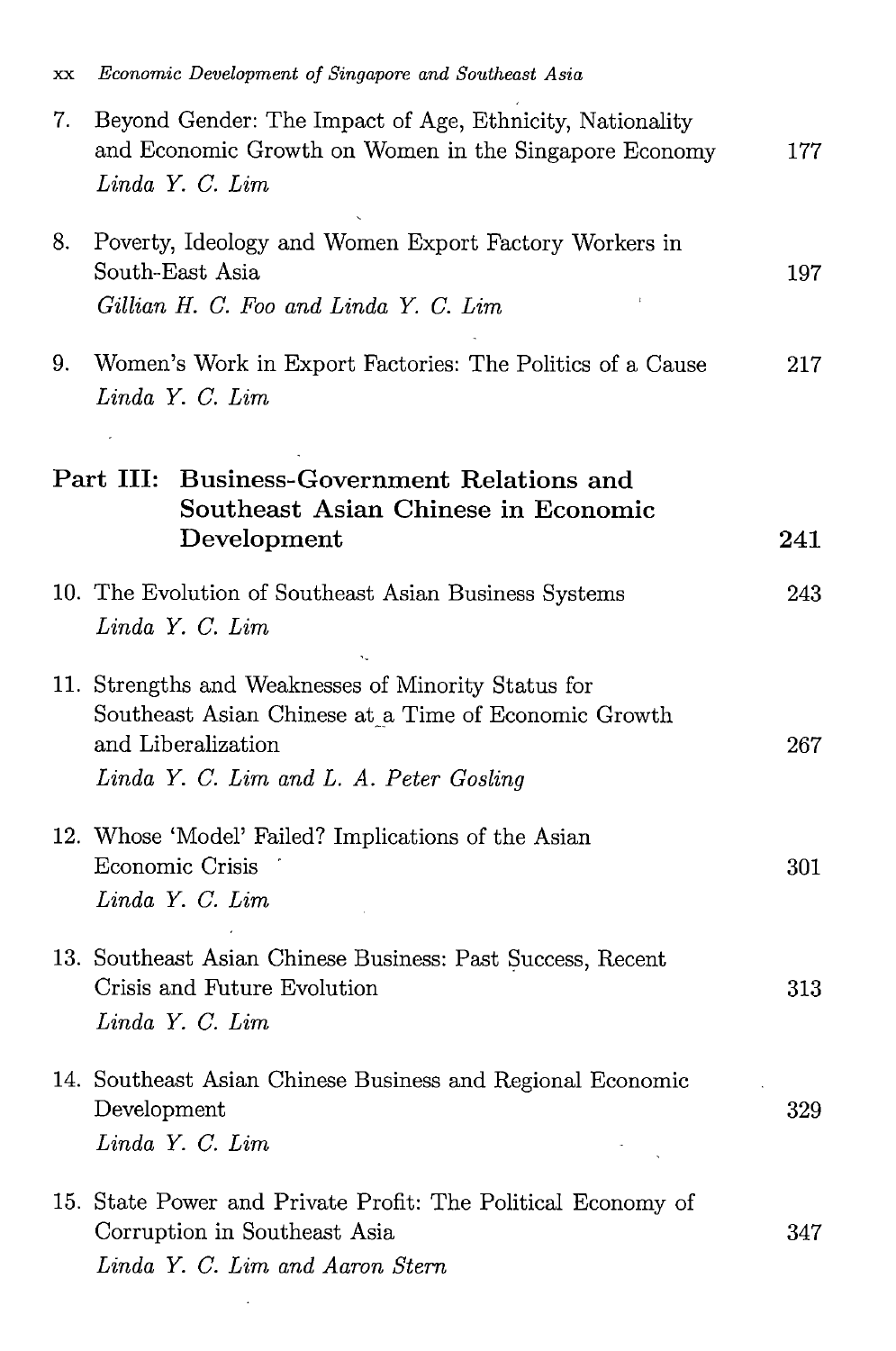7. Beyond Gender: The Impact of Age, Ethnicity, Nationality and Economic Growth on Women in the Singapore Economy — 177
   *Linda Y. C. Lim*

8. Poverty, Ideology and Women Export Factory Workers in South-East Asia — 197
   *Gillian H. C. Foo and Linda Y. C. Lim*

9. Women's Work in Export Factories: The Politics of a Cause — 217
   *Linda Y. C. Lim*

## Part III: Business-Government Relations and Southeast Asian Chinese in Economic Development — 241

10. The Evolution of Southeast Asian Business Systems — 243
    *Linda Y. C. Lim*

11. Strengths and Weaknesses of Minority Status for Southeast Asian Chinese at a Time of Economic Growth and Liberalization — 267
    *Linda Y. C. Lim and L. A. Peter Gosling*

12. Whose 'Model' Failed? Implications of the Asian Economic Crisis — 301
    *Linda Y. C. Lim*

13. Southeast Asian Chinese Business: Past Success, Recent Crisis and Future Evolution — 313
    *Linda Y. C. Lim*

14. Southeast Asian Chinese Business and Regional Economic Development — 329
    *Linda Y. C. Lim*

15. State Power and Private Profit: The Political Economy of Corruption in Southeast Asia — 347
    *Linda Y. C. Lim and Aaron Stern*